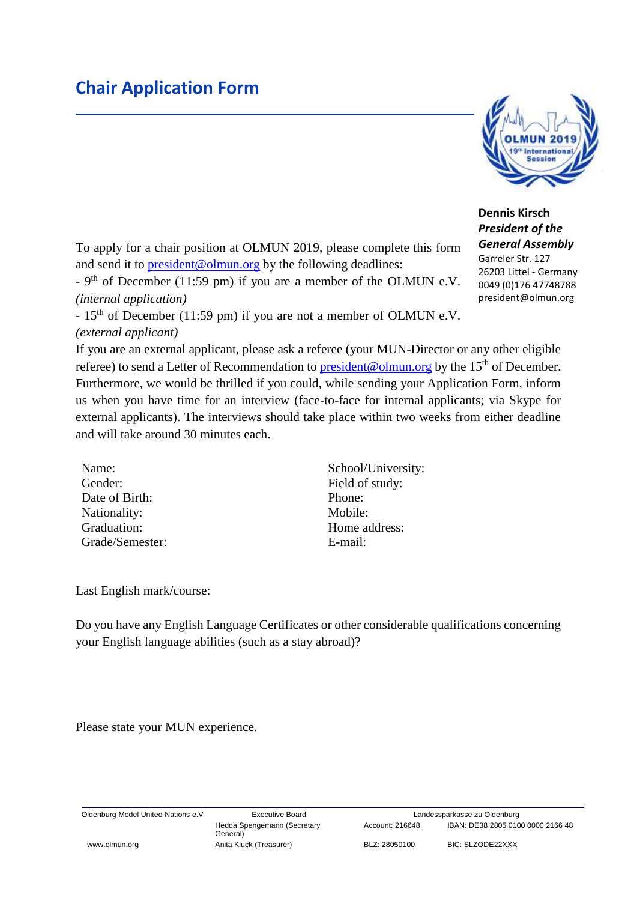# Chair Application Form

**Dennis Kirsch**
***President of the General Assembly***
Garreler Str. 127
26203 Littel - Germany
0049 (0)176 47748788
president@olmun.org

To apply for a chair position at OLMUN 2019, please complete this form and send it to president@olmun.org by the following deadlines:

- 9th of December (11:59 pm) if you are a member of the OLMUN e.V. *(internal application)*
- 15th of December (11:59 pm) if you are not a member of OLMUN e.V. *(external applicant)*

If you are an external applicant, please ask a referee (your MUN-Director or any other eligible referee) to send a Letter of Recommendation to president@olmun.org by the 15th of December. Furthermore, we would be thrilled if you could, while sending your Application Form, inform us when you have time for an interview (face-to-face for internal applicants; via Skype for external applicants). The interviews should take place within two weeks from either deadline and will take around 30 minutes each.

Name:
Gender:
Date of Birth:
Nationality:
Graduation:
Grade/Semester:

School/University:
Field of study:
Phone:
Mobile:
Home address:
E-mail:

Last English mark/course:

Do you have any English Language Certificates or other considerable qualifications concerning your English language abilities (such as a stay abroad)?

Please state your MUN experience.

Oldenburg Model United Nations e.V
www.olmun.org

Executive Board
Hedda Spengemann (Secretary General)
Anita Kluck (Treasurer)

Landessparkasse zu Oldenburg
Account: 216648
BLZ: 28050100
IBAN: DE38 2805 0100 0000 2166 48
BIC: SLZODE22XXX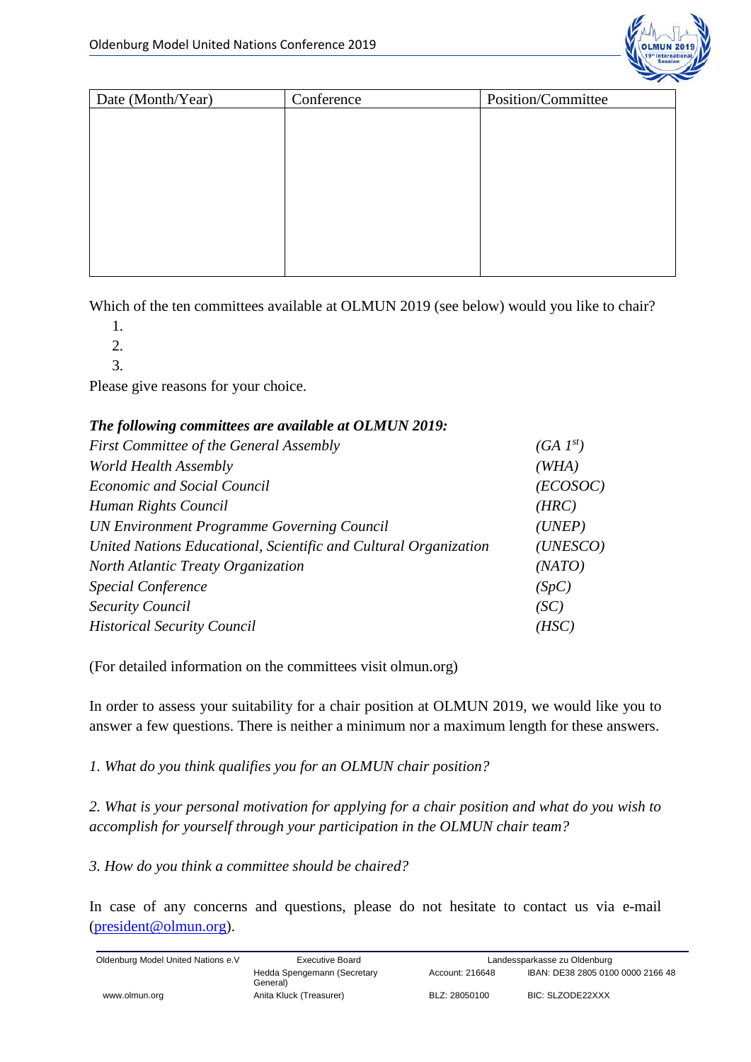| Date (Month/Year) | Conference | Position/Committee |
| --- | --- | --- |
| | | |

Which of the ten committees available at OLMUN 2019 (see below) would you like to chair?

1. 
2. 
3. 

Please give reasons for your choice.

***The following committees are available at OLMUN 2019:***

| | |
| --- | --- |
| *First Committee of the General Assembly* | *(GA 1st)* |
| *World Health Assembly* | *(WHA)* |
| *Economic and Social Council* | *(ECOSOC)* |
| *Human Rights Council* | *(HRC)* |
| *UN Environment Programme Governing Council* | *(UNEP)* |
| *United Nations Educational, Scientific and Cultural Organization* | *(UNESCO)* |
| *North Atlantic Treaty Organization* | *(NATO)* |
| *Special Conference* | *(SpC)* |
| *Security Council* | *(SC)* |
| *Historical Security Council* | *(HSC)* |

(For detailed information on the committees visit olmun.org)

In order to assess your suitability for a chair position at OLMUN 2019, we would like you to answer a few questions. There is neither a minimum nor a maximum length for these answers.

*1. What do you think qualifies you for an OLMUN chair position?*

*2. What is your personal motivation for applying for a chair position and what do you wish to accomplish for yourself through your participation in the OLMUN chair team?*

*3. How do you think a committee should be chaired?*

In case of any concerns and questions, please do not hesitate to contact us via e-mail (president@olmun.org).